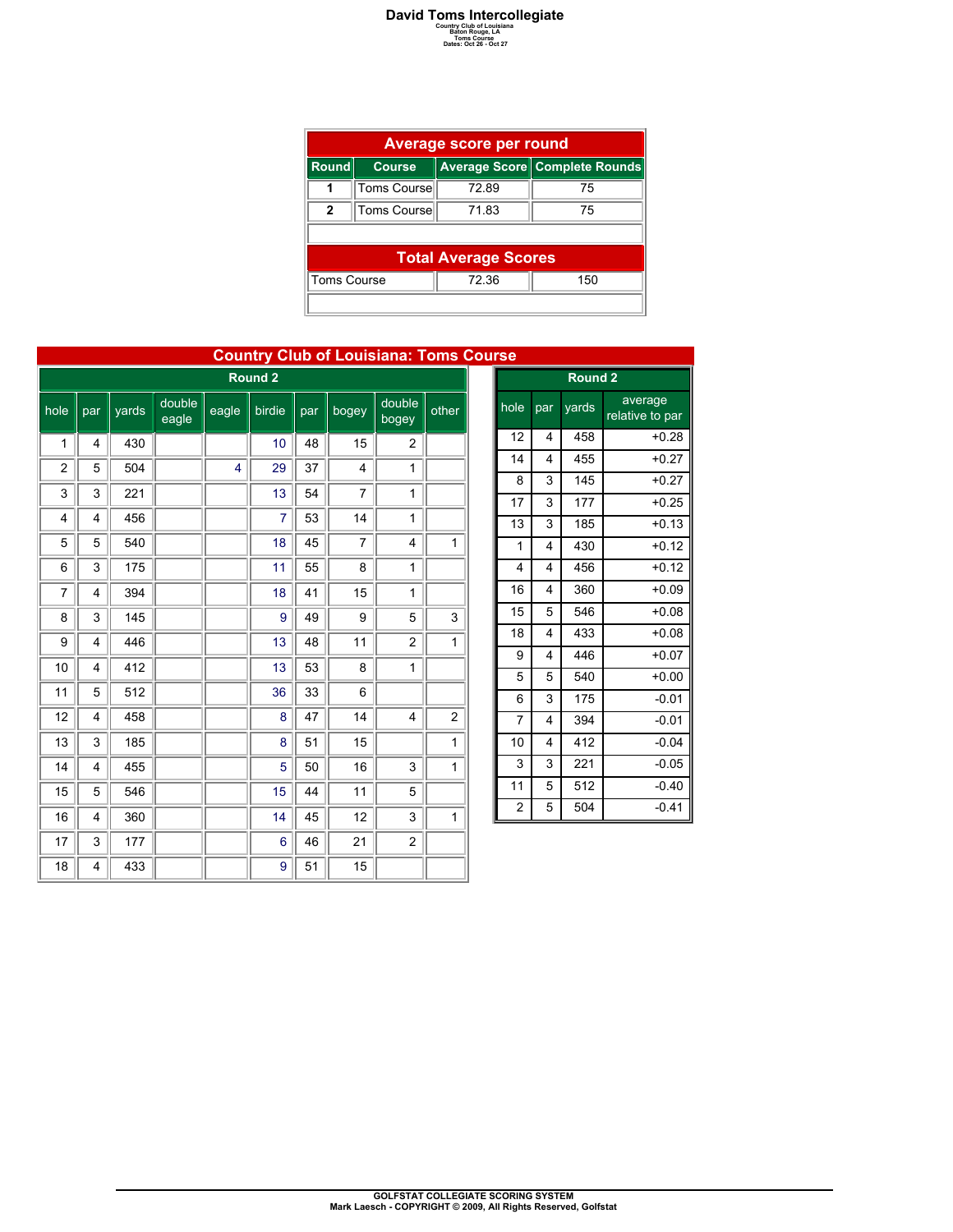# David Toms Intercollegiate

Country Club of Louisiana
Baton Rouge, LA
Toms Course
Dates: Oct 26 - Oct 27

## Average score per round

| Round | Course | Average Score | Complete Rounds |
|---|---|---|---|
| 1 | Toms Course | 72.89 | 75 |
| 2 | Toms Course | 71.83 | 75 |

## Total Average Scores

| Course | Average Score | Complete Rounds |
|---|---|---|
| Toms Course | 72.36 | 150 |

## Country Club of Louisiana: Toms Course

### Round 2

| hole | par | yards | double eagle | eagle | birdie | par | bogey | double bogey | other |
|---|---|---|---|---|---|---|---|---|---|
| 1 | 4 | 430 | | | 10 | 48 | 15 | 2 | |
| 2 | 5 | 504 | | 4 | 29 | 37 | 4 | 1 | |
| 3 | 3 | 221 | | | 13 | 54 | 7 | 1 | |
| 4 | 4 | 456 | | | 7 | 53 | 14 | 1 | |
| 5 | 5 | 540 | | | 18 | 45 | 7 | 4 | 1 |
| 6 | 3 | 175 | | | 11 | 55 | 8 | 1 | |
| 7 | 4 | 394 | | | 18 | 41 | 15 | 1 | |
| 8 | 3 | 145 | | | 9 | 49 | 9 | 5 | 3 |
| 9 | 4 | 446 | | | 13 | 48 | 11 | 2 | 1 |
| 10 | 4 | 412 | | | 13 | 53 | 8 | 1 | |
| 11 | 5 | 512 | | | 36 | 33 | 6 | | |
| 12 | 4 | 458 | | | 8 | 47 | 14 | 4 | 2 |
| 13 | 3 | 185 | | | 8 | 51 | 15 | | 1 |
| 14 | 4 | 455 | | | 5 | 50 | 16 | 3 | 1 |
| 15 | 5 | 546 | | | 15 | 44 | 11 | 5 | |
| 16 | 4 | 360 | | | 14 | 45 | 12 | 3 | 1 |
| 17 | 3 | 177 | | | 6 | 46 | 21 | 2 | |
| 18 | 4 | 433 | | | 9 | 51 | 15 | | |

### Round 2

| hole | par | yards | average relative to par |
|---|---|---|---|
| 12 | 4 | 458 | +0.28 |
| 14 | 4 | 455 | +0.27 |
| 8 | 3 | 145 | +0.27 |
| 17 | 3 | 177 | +0.25 |
| 13 | 3 | 185 | +0.13 |
| 1 | 4 | 430 | +0.12 |
| 4 | 4 | 456 | +0.12 |
| 16 | 4 | 360 | +0.09 |
| 15 | 5 | 546 | +0.08 |
| 18 | 4 | 433 | +0.08 |
| 9 | 4 | 446 | +0.07 |
| 5 | 5 | 540 | +0.00 |
| 6 | 3 | 175 | -0.01 |
| 7 | 4 | 394 | -0.01 |
| 10 | 4 | 412 | -0.04 |
| 3 | 3 | 221 | -0.05 |
| 11 | 5 | 512 | -0.40 |
| 2 | 5 | 504 | -0.41 |

GOLFSTAT COLLEGIATE SCORING SYSTEM
Mark Laesch - COPYRIGHT © 2009, All Rights Reserved, Golfstat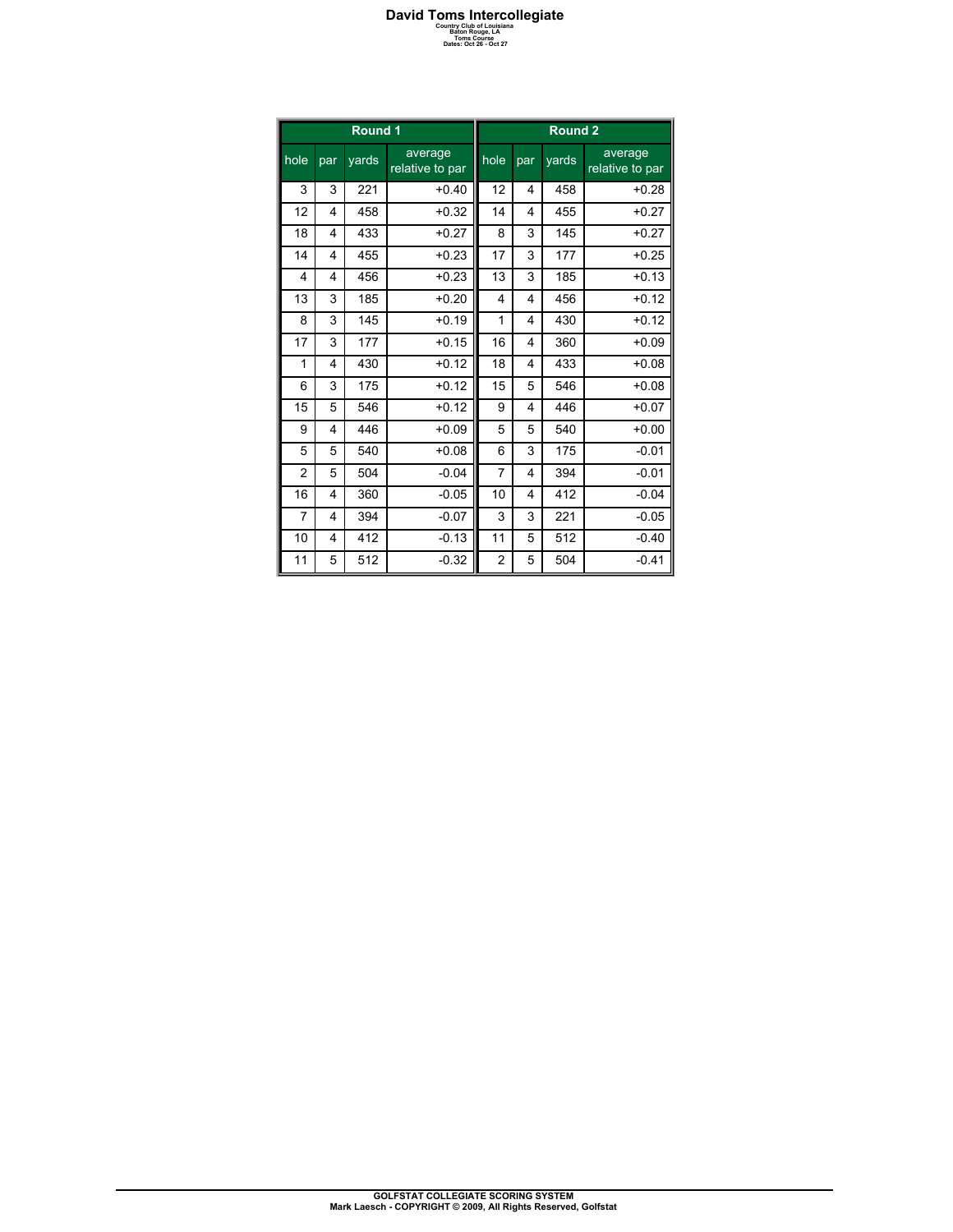# David Toms Intercollegiate

Country Club of Louisiana
Baton Rouge, LA
Toms Course
Dates: Oct 26 - Oct 27

| Round 1 | | | | Round 2 | | | |
|---|---|---|---|---|---|---|---|
| hole | par | yards | average relative to par | hole | par | yards | average relative to par |
| 3 | 3 | 221 | +0.40 | 12 | 4 | 458 | +0.28 |
| 12 | 4 | 458 | +0.32 | 14 | 4 | 455 | +0.27 |
| 18 | 4 | 433 | +0.27 | 8 | 3 | 145 | +0.27 |
| 14 | 4 | 455 | +0.23 | 17 | 3 | 177 | +0.25 |
| 4 | 4 | 456 | +0.23 | 13 | 3 | 185 | +0.13 |
| 13 | 3 | 185 | +0.20 | 4 | 4 | 456 | +0.12 |
| 8 | 3 | 145 | +0.19 | 1 | 4 | 430 | +0.12 |
| 17 | 3 | 177 | +0.15 | 16 | 4 | 360 | +0.09 |
| 1 | 4 | 430 | +0.12 | 18 | 4 | 433 | +0.08 |
| 6 | 3 | 175 | +0.12 | 15 | 5 | 546 | +0.08 |
| 15 | 5 | 546 | +0.12 | 9 | 4 | 446 | +0.07 |
| 9 | 4 | 446 | +0.09 | 5 | 5 | 540 | +0.00 |
| 5 | 5 | 540 | +0.08 | 6 | 3 | 175 | -0.01 |
| 2 | 5 | 504 | -0.04 | 7 | 4 | 394 | -0.01 |
| 16 | 4 | 360 | -0.05 | 10 | 4 | 412 | -0.04 |
| 7 | 4 | 394 | -0.07 | 3 | 3 | 221 | -0.05 |
| 10 | 4 | 412 | -0.13 | 11 | 5 | 512 | -0.40 |
| 11 | 5 | 512 | -0.32 | 2 | 5 | 504 | -0.41 |

GOLFSTAT COLLEGIATE SCORING SYSTEM
Mark Laesch - COPYRIGHT © 2009, All Rights Reserved, Golfstat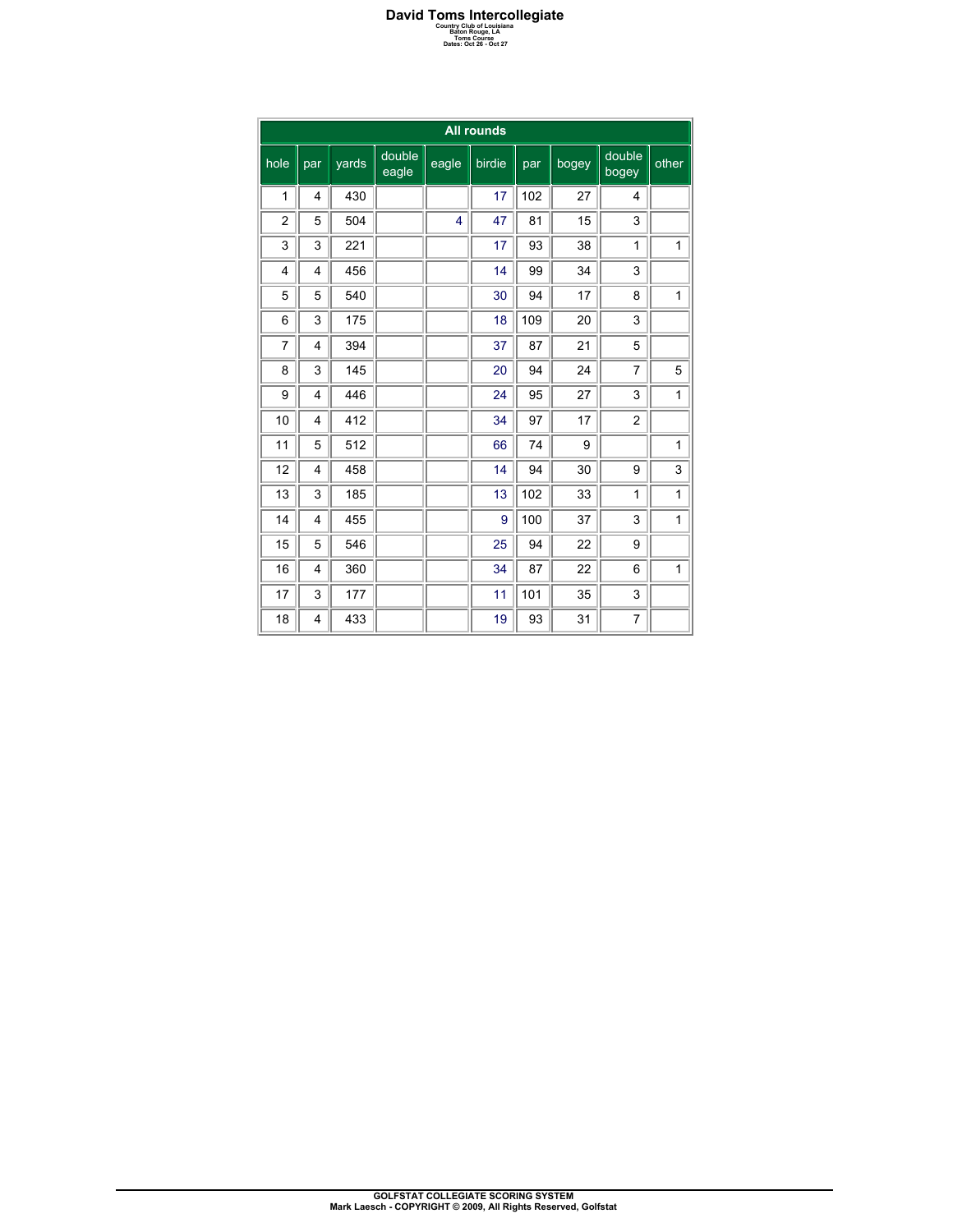# David Toms Intercollegiate

**Country Club of Louisiana**
**Baton Rouge, LA**
**Toms Course**
**Dates: Oct 26 - Oct 27**

| All rounds | | | | | | | | | |
|---|---|---|---|---|---|---|---|---|---|
| hole | par | yards | double eagle | eagle | birdie | par | bogey | double bogey | other |
| 1 | 4 | 430 | | | 17 | 102 | 27 | 4 | |
| 2 | 5 | 504 | | 4 | 47 | 81 | 15 | 3 | |
| 3 | 3 | 221 | | | 17 | 93 | 38 | 1 | 1 |
| 4 | 4 | 456 | | | 14 | 99 | 34 | 3 | |
| 5 | 5 | 540 | | | 30 | 94 | 17 | 8 | 1 |
| 6 | 3 | 175 | | | 18 | 109 | 20 | 3 | |
| 7 | 4 | 394 | | | 37 | 87 | 21 | 5 | |
| 8 | 3 | 145 | | | 20 | 94 | 24 | 7 | 5 |
| 9 | 4 | 446 | | | 24 | 95 | 27 | 3 | 1 |
| 10 | 4 | 412 | | | 34 | 97 | 17 | 2 | |
| 11 | 5 | 512 | | | 66 | 74 | 9 | | 1 |
| 12 | 4 | 458 | | | 14 | 94 | 30 | 9 | 3 |
| 13 | 3 | 185 | | | 13 | 102 | 33 | 1 | 1 |
| 14 | 4 | 455 | | | 9 | 100 | 37 | 3 | 1 |
| 15 | 5 | 546 | | | 25 | 94 | 22 | 9 | |
| 16 | 4 | 360 | | | 34 | 87 | 22 | 6 | 1 |
| 17 | 3 | 177 | | | 11 | 101 | 35 | 3 | |
| 18 | 4 | 433 | | | 19 | 93 | 31 | 7 | |

**GOLFSTAT COLLEGIATE SCORING SYSTEM**
**Mark Laesch - COPYRIGHT © 2009, All Rights Reserved, Golfstat**